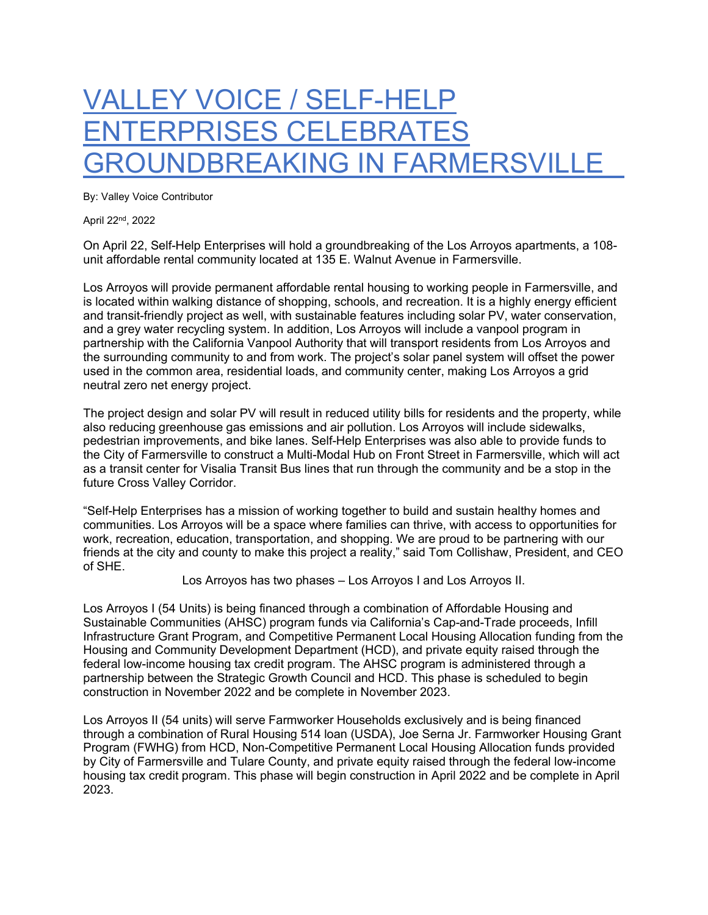# VALLEY VOICE / SELF-HELP ENTERPRISES CELEBRATES GROUNDBREAKING IN FARMERSVILLE

By: Valley Voice Contributor

April 22nd, 2022

On April 22, Self-Help Enterprises will hold a groundbreaking of the Los Arroyos apartments, a 108-unit affordable rental community located at 135 E. Walnut Avenue in Farmersville.

Los Arroyos will provide permanent affordable rental housing to working people in Farmersville, and is located within walking distance of shopping, schools, and recreation. It is a highly energy efficient and transit-friendly project as well, with sustainable features including solar PV, water conservation, and a grey water recycling system. In addition, Los Arroyos will include a vanpool program in partnership with the California Vanpool Authority that will transport residents from Los Arroyos and the surrounding community to and from work. The project's solar panel system will offset the power used in the common area, residential loads, and community center, making Los Arroyos a grid neutral zero net energy project.

The project design and solar PV will result in reduced utility bills for residents and the property, while also reducing greenhouse gas emissions and air pollution. Los Arroyos will include sidewalks, pedestrian improvements, and bike lanes. Self-Help Enterprises was also able to provide funds to the City of Farmersville to construct a Multi-Modal Hub on Front Street in Farmersville, which will act as a transit center for Visalia Transit Bus lines that run through the community and be a stop in the future Cross Valley Corridor.

"Self-Help Enterprises has a mission of working together to build and sustain healthy homes and communities. Los Arroyos will be a space where families can thrive, with access to opportunities for work, recreation, education, transportation, and shopping. We are proud to be partnering with our friends at the city and county to make this project a reality," said Tom Collishaw, President, and CEO of SHE.

Los Arroyos has two phases – Los Arroyos I and Los Arroyos II.

Los Arroyos I (54 Units) is being financed through a combination of Affordable Housing and Sustainable Communities (AHSC) program funds via California's Cap-and-Trade proceeds, Infill Infrastructure Grant Program, and Competitive Permanent Local Housing Allocation funding from the Housing and Community Development Department (HCD), and private equity raised through the federal low-income housing tax credit program. The AHSC program is administered through a partnership between the Strategic Growth Council and HCD. This phase is scheduled to begin construction in November 2022 and be complete in November 2023.

Los Arroyos II (54 units) will serve Farmworker Households exclusively and is being financed through a combination of Rural Housing 514 loan (USDA), Joe Serna Jr. Farmworker Housing Grant Program (FWHG) from HCD, Non-Competitive Permanent Local Housing Allocation funds provided by City of Farmersville and Tulare County, and private equity raised through the federal low-income housing tax credit program. This phase will begin construction in April 2022 and be complete in April 2023.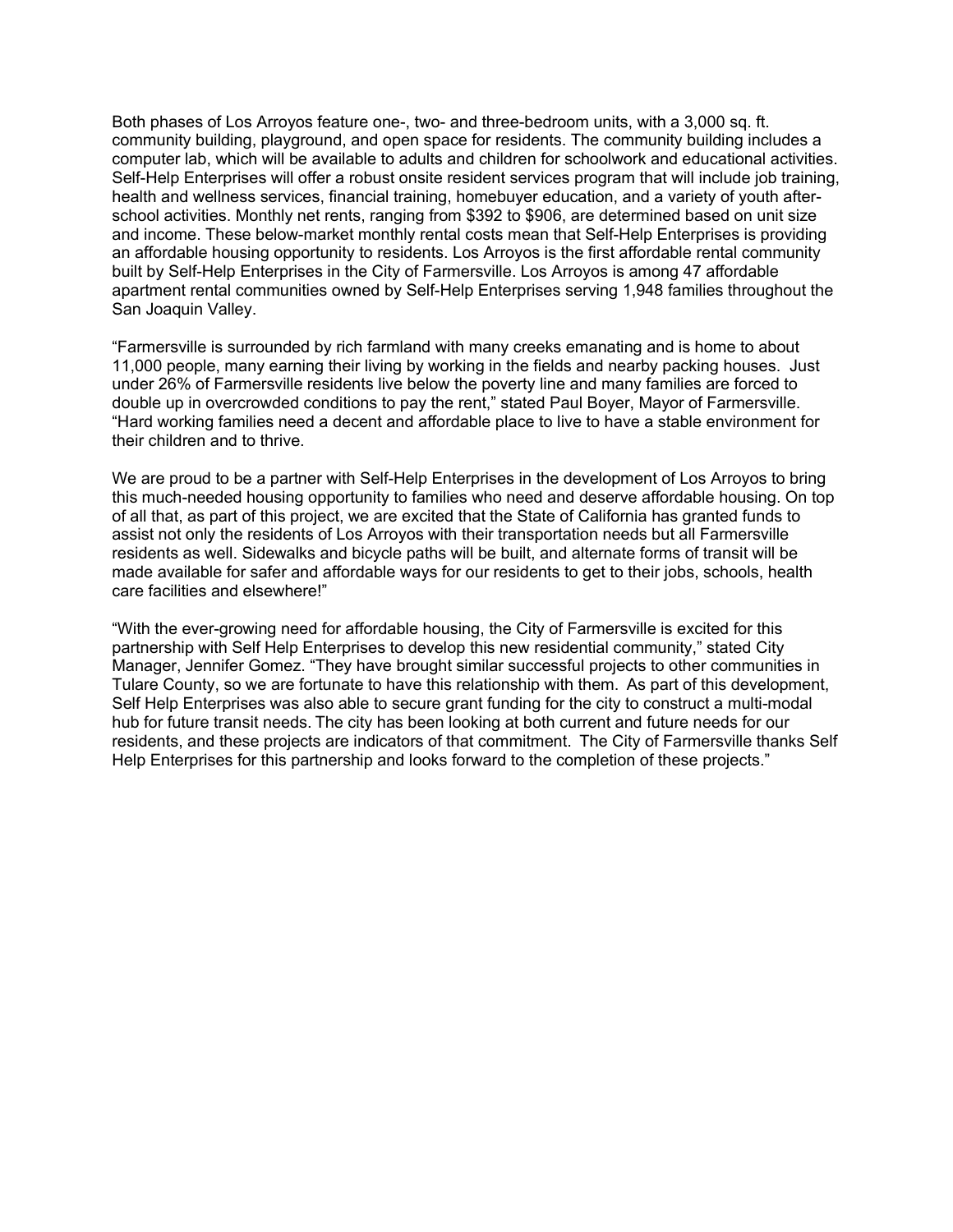Both phases of Los Arroyos feature one-, two- and three-bedroom units, with a 3,000 sq. ft. community building, playground, and open space for residents. The community building includes a computer lab, which will be available to adults and children for schoolwork and educational activities. Self-Help Enterprises will offer a robust onsite resident services program that will include job training, health and wellness services, financial training, homebuyer education, and a variety of youth after-school activities. Monthly net rents, ranging from $392 to $906, are determined based on unit size and income. These below-market monthly rental costs mean that Self-Help Enterprises is providing an affordable housing opportunity to residents. Los Arroyos is the first affordable rental community built by Self-Help Enterprises in the City of Farmersville. Los Arroyos is among 47 affordable apartment rental communities owned by Self-Help Enterprises serving 1,948 families throughout the San Joaquin Valley.

"Farmersville is surrounded by rich farmland with many creeks emanating and is home to about 11,000 people, many earning their living by working in the fields and nearby packing houses. Just under 26% of Farmersville residents live below the poverty line and many families are forced to double up in overcrowded conditions to pay the rent," stated Paul Boyer, Mayor of Farmersville. "Hard working families need a decent and affordable place to live to have a stable environment for their children and to thrive.

We are proud to be a partner with Self-Help Enterprises in the development of Los Arroyos to bring this much-needed housing opportunity to families who need and deserve affordable housing. On top of all that, as part of this project, we are excited that the State of California has granted funds to assist not only the residents of Los Arroyos with their transportation needs but all Farmersville residents as well. Sidewalks and bicycle paths will be built, and alternate forms of transit will be made available for safer and affordable ways for our residents to get to their jobs, schools, health care facilities and elsewhere!"

"With the ever-growing need for affordable housing, the City of Farmersville is excited for this partnership with Self Help Enterprises to develop this new residential community," stated City Manager, Jennifer Gomez. "They have brought similar successful projects to other communities in Tulare County, so we are fortunate to have this relationship with them. As part of this development, Self Help Enterprises was also able to secure grant funding for the city to construct a multi-modal hub for future transit needs. The city has been looking at both current and future needs for our residents, and these projects are indicators of that commitment. The City of Farmersville thanks Self Help Enterprises for this partnership and looks forward to the completion of these projects."